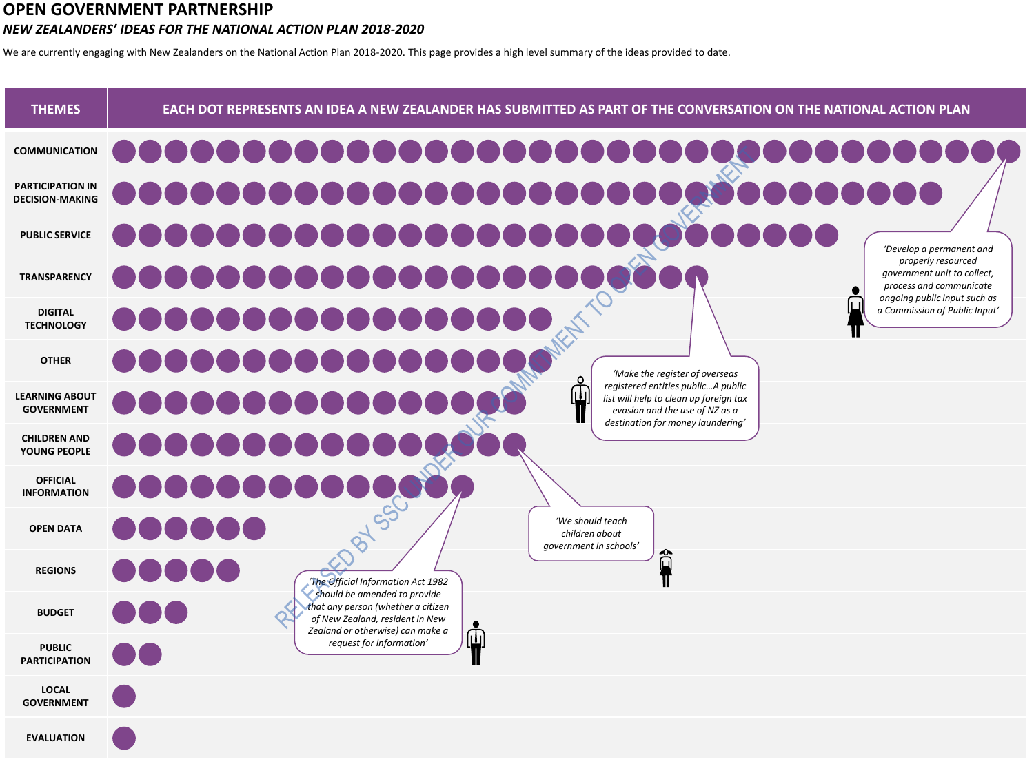# OPEN GOVERNMENT PARTNERSHIP

## *NEW ZEALANDERS' IDEAS FOR THE NATIONAL ACTION PLAN 2018-2020*

We are currently engaging with New Zealanders on the National Action Plan 2018-2020. This page provides a high level summary of the ideas provided to date.

THEMES

EACH DOT REPRESENTS AN IDEA A NEW ZEALANDER HAS SUBMITTED AS PART OF THE CONVERSATION ON THE NATIONAL ACTION PLAN

COMMUNICATION

PARTICIPATION IN DECISION-MAKING

PUBLIC SERVICE

TRANSPARENCY

DIGITAL TECHNOLOGY

OTHER

LEARNING ABOUT GOVERNMENT

CHILDREN AND YOUNG PEOPLE

OFFICIAL INFORMATION

OPEN DATA

REGIONS

BUDGET

PUBLIC PARTICIPATION

LOCAL GOVERNMENT

EVALUATION

*'Develop a permanent and properly resourced government unit to collect, process and communicate ongoing public input such as a Commission of Public Input'*

*'Make the register of overseas registered entities public…A public list will help to clean up foreign tax evasion and the use of NZ as a destination for money laundering'*

*'We should teach children about government in schools'*

*'The Official Information Act 1982 should be amended to provide that any person (whether a citizen of New Zealand, resident in New Zealand or otherwise) can make a request for information'*

RELEASED BY SSC UNDER OUR COMMITMENT TO OPEN GOVERNMENT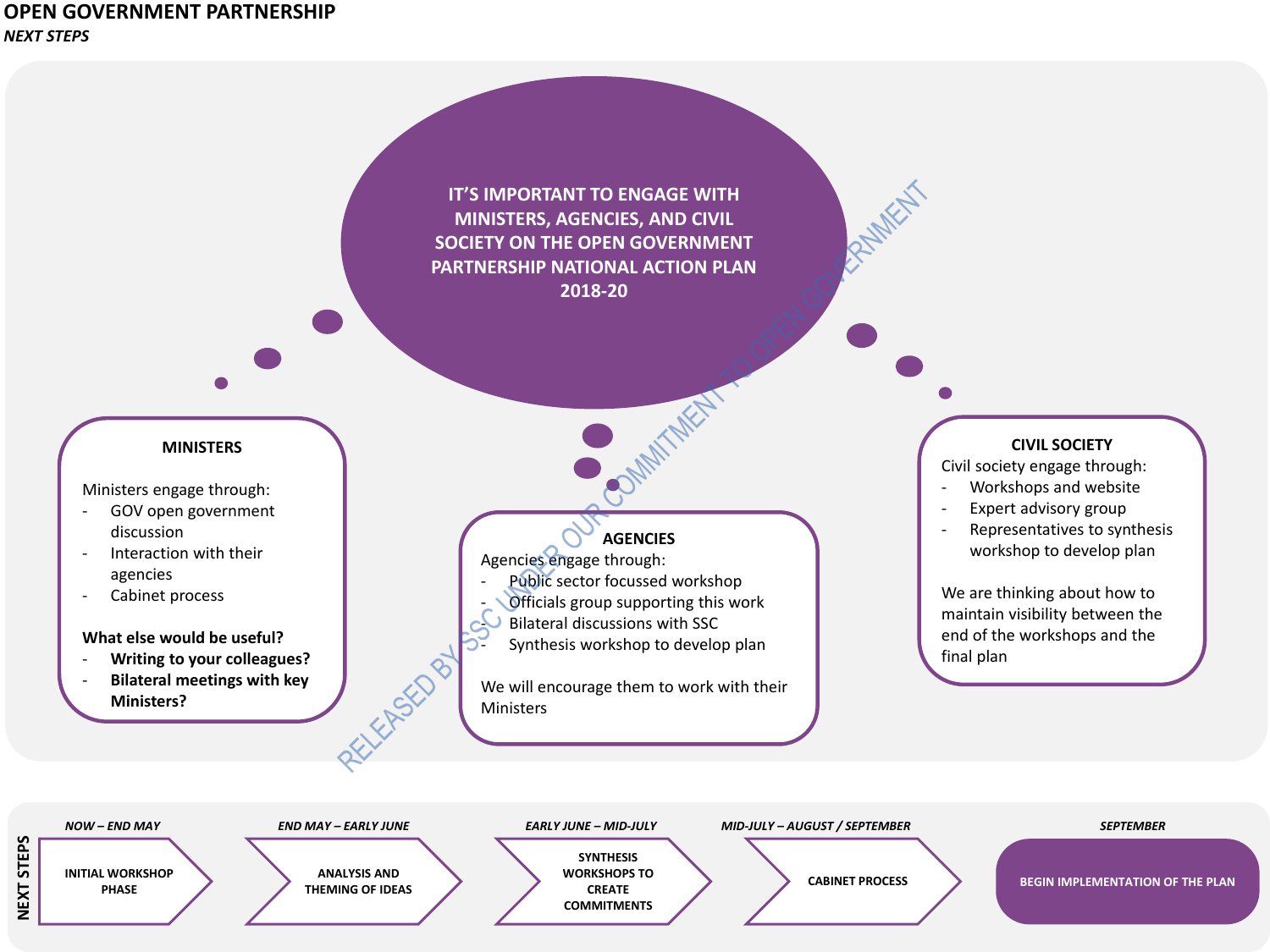# OPEN GOVERNMENT PARTNERSHIP

*NEXT STEPS*

**IT'S IMPORTANT TO ENGAGE WITH MINISTERS, AGENCIES, AND CIVIL SOCIETY ON THE OPEN GOVERNMENT PARTNERSHIP NATIONAL ACTION PLAN 2018-20**

## MINISTERS

Ministers engage through:

- GOV open government discussion
- Interaction with their agencies
- Cabinet process

**What else would be useful?**

- **Writing to your colleagues?**
- **Bilateral meetings with key Ministers?**

## AGENCIES

Agencies engage through:

- Public sector focussed workshop
- Officials group supporting this work
- Bilateral discussions with SSC
- Synthesis workshop to develop plan

We will encourage them to work with their Ministers

## CIVIL SOCIETY

Civil society engage through:

- Workshops and website
- Expert advisory group
- Representatives to synthesis workshop to develop plan

We are thinking about how to maintain visibility between the end of the workshops and the final plan

RELEASED BY SSC UNDER OUR COMMITMENT TO OPEN GOVERNMENT

## NEXT STEPS

*NOW – END MAY*
INITIAL WORKSHOP PHASE

*END MAY – EARLY JUNE*
ANALYSIS AND THEMING OF IDEAS

*EARLY JUNE – MID-JULY*
SYNTHESIS WORKSHOPS TO CREATE COMMITMENTS

*MID-JULY – AUGUST / SEPTEMBER*
CABINET PROCESS

*SEPTEMBER*
BEGIN IMPLEMENTATION OF THE PLAN